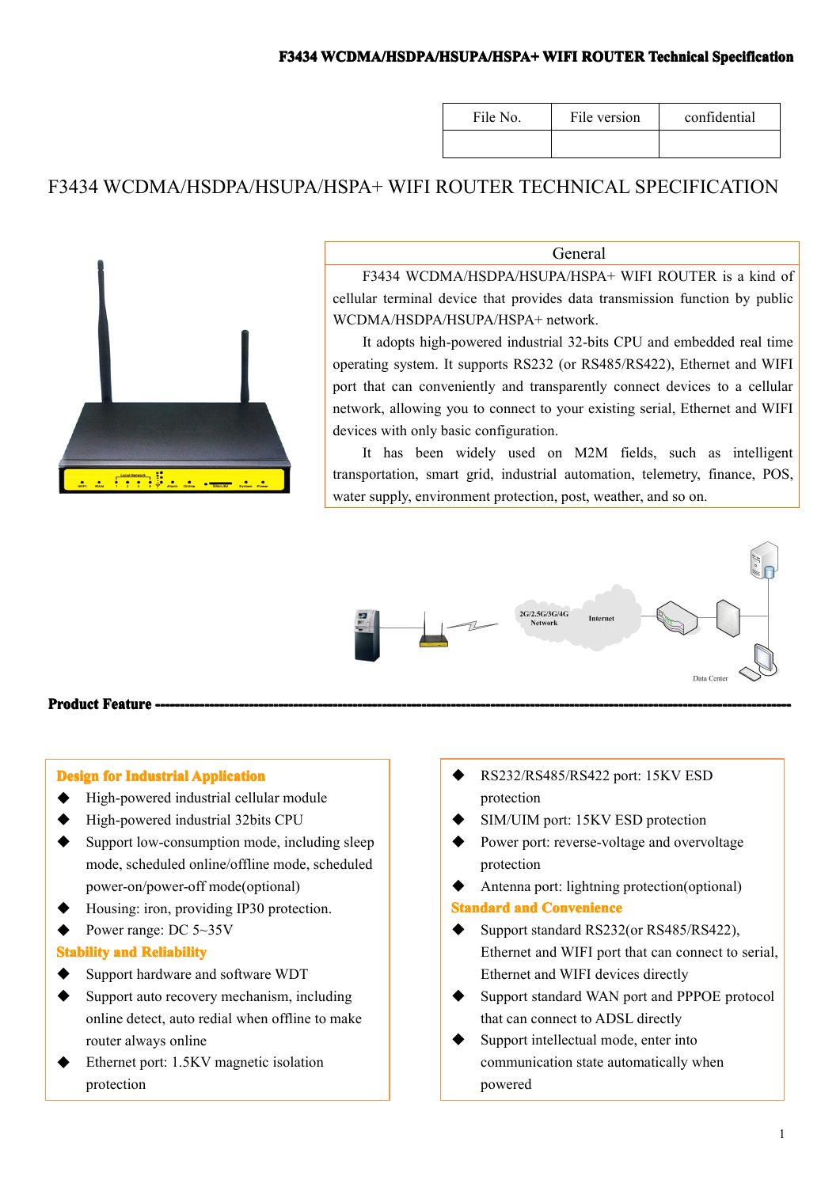| File No. | File version | confidential |
| --- | --- | --- |
| | | |

# F3434 WCDMA/HSDPA/HSUPA/HSPA+ WIFI ROUTER TECHNICAL SPECIFICATION

## General

F3434 WCDMA/HSDPA/HSUPA/HSPA+ WIFI ROUTER is a kind of cellular terminal device that provides data transmission function by public WCDMA/HSDPA/HSUPA/HSPA+ network.

It adopts high-powered industrial 32-bits CPU and embedded real time operating system. It supports RS232 (or RS485/RS422), Ethernet and WIFI port that can conveniently and transparently connect devices to a cellular network, allowing you to connect to your existing serial, Ethernet and WIFI devices with only basic configuration.

It has been widely used on M2M fields, such as intelligent transportation, smart grid, industrial automation, telemetry, finance, POS, water supply, environment protection, post, weather, and so on.

## Product Feature

**Design for Industrial Application**

- High-powered industrial cellular module
- High-powered industrial 32bits CPU
- Support low-consumption mode, including sleep mode, scheduled online/offline mode, scheduled power-on/power-off mode(optional)
- Housing: iron, providing IP30 protection.
- Power range: DC 5~35V

**Stability and Reliability**

- Support hardware and software WDT
- Support auto recovery mechanism, including online detect, auto redial when offline to make router always online
- Ethernet port: 1.5KV magnetic isolation protection
- RS232/RS485/RS422 port: 15KV ESD protection
- SIM/UIM port: 15KV ESD protection
- Power port: reverse-voltage and overvoltage protection
- Antenna port: lightning protection(optional)

**Standard and Convenience**

- Support standard RS232(or RS485/RS422), Ethernet and WIFI port that can connect to serial, Ethernet and WIFI devices directly
- Support standard WAN port and PPPOE protocol that can connect to ADSL directly
- Support intellectual mode, enter into communication state automatically when powered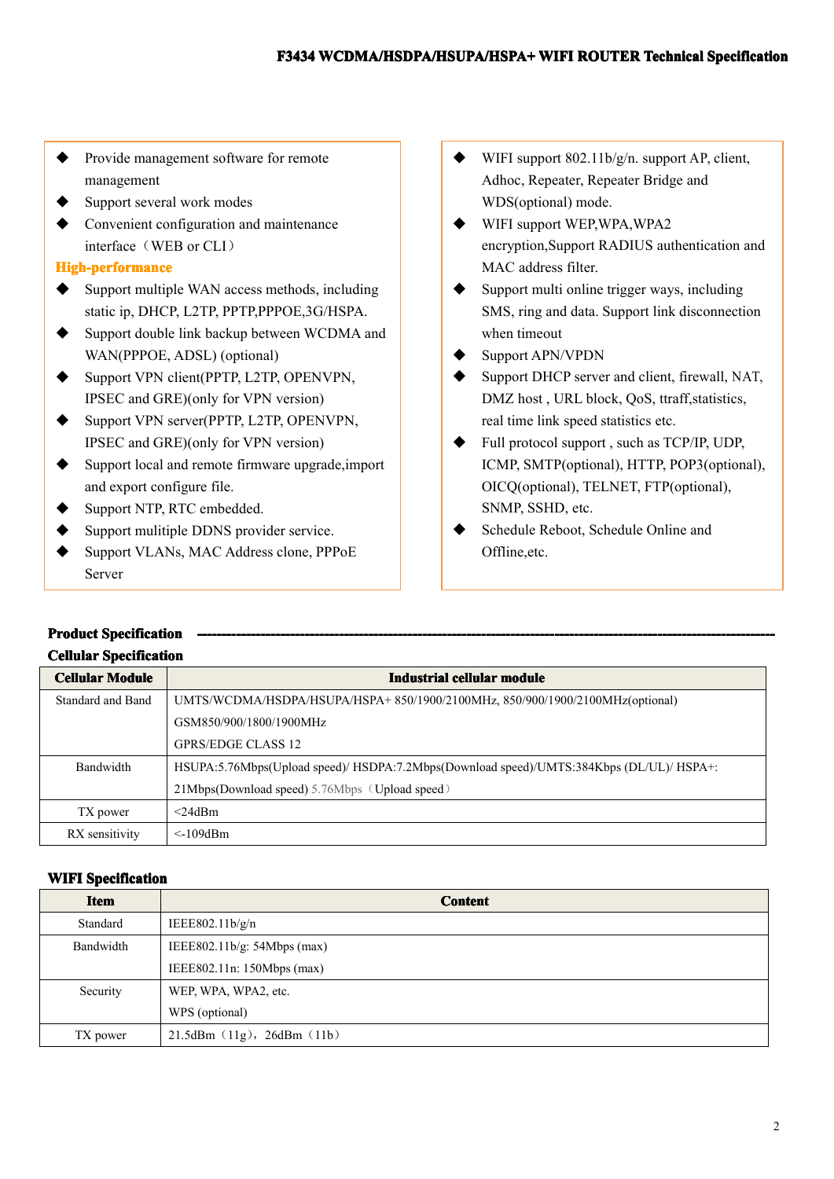- Provide management software for remote management
- Support several work modes
- Convenient configuration and maintenance interface（WEB or CLI）

**High-performance**

- Support multiple WAN access methods, including static ip, DHCP, L2TP, PPTP,PPPOE,3G/HSPA.
- Support double link backup between WCDMA and WAN(PPPOE, ADSL) (optional)
- Support VPN client(PPTP, L2TP, OPENVPN, IPSEC and GRE)(only for VPN version)
- Support VPN server(PPTP, L2TP, OPENVPN, IPSEC and GRE)(only for VPN version)
- Support local and remote firmware upgrade,import and export configure file.
- Support NTP, RTC embedded.
- Support mulitiple DDNS provider service.
- Support VLANs, MAC Address clone, PPPoE Server
- WIFI support 802.11b/g/n. support AP, client, Adhoc, Repeater, Repeater Bridge and WDS(optional) mode.
- WIFI support WEP,WPA,WPA2 encryption,Support RADIUS authentication and MAC address filter.
- Support multi online trigger ways, including SMS, ring and data. Support link disconnection when timeout
- Support APN/VPDN
- Support DHCP server and client, firewall, NAT, DMZ host , URL block, QoS, ttraff,statistics, real time link speed statistics etc.
- Full protocol support , such as TCP/IP, UDP, ICMP, SMTP(optional), HTTP, POP3(optional), OICQ(optional), TELNET, FTP(optional), SNMP, SSHD, etc.
- Schedule Reboot, Schedule Online and Offline,etc.

## Product Specification

### Cellular Specification

| Cellular Module | Industrial cellular module |
|---|---|
| Standard and Band | UMTS/WCDMA/HSDPA/HSUPA/HSPA+ 850/1900/2100MHz, 850/900/1900/2100MHz(optional)<br>GSM850/900/1800/1900MHz<br>GPRS/EDGE CLASS 12 |
| Bandwidth | HSUPA:5.76Mbps(Upload speed)/ HSDPA:7.2Mbps(Download speed)/UMTS:384Kbps (DL/UL)/ HSPA+: 21Mbps(Download speed) 5.76Mbps（Upload speed） |
| TX power | <24dBm |
| RX sensitivity | <-109dBm |

### WIFI Specification

| Item | Content |
|---|---|
| Standard | IEEE802.11b/g/n |
| Bandwidth | IEEE802.11b/g: 54Mbps (max)<br>IEEE802.11n: 150Mbps (max) |
| Security | WEP, WPA, WPA2, etc.<br>WPS (optional) |
| TX power | 21.5dBm（11g），26dBm（11b） |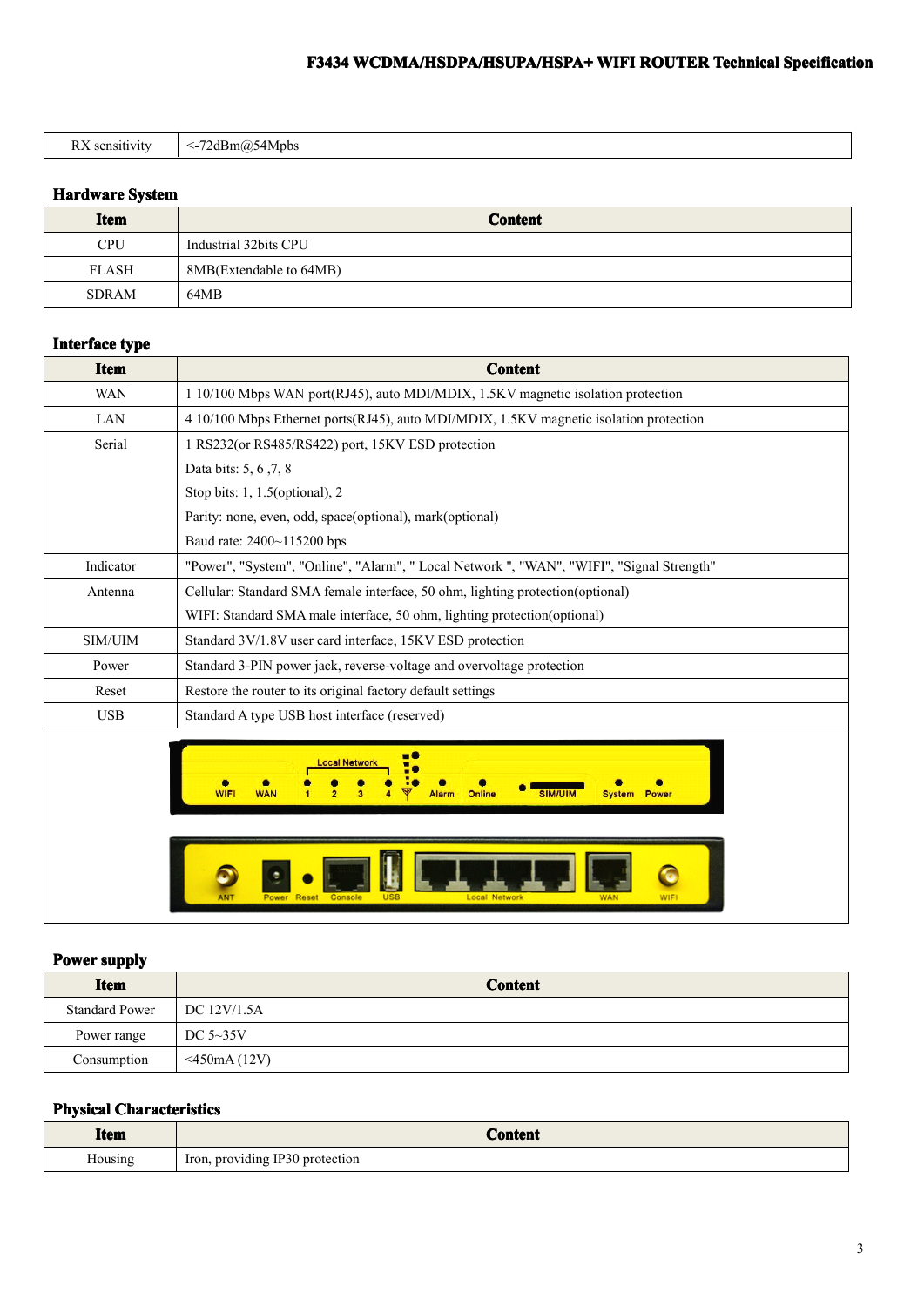| RX sensitivity | <-72dBm@54Mpbs |
|---|---|

### Hardware System

| Item | Content |
|---|---|
| CPU | Industrial 32bits CPU |
| FLASH | 8MB(Extendable to 64MB) |
| SDRAM | 64MB |

### Interface type

| Item | Content |
|---|---|
| WAN | 1 10/100 Mbps WAN port(RJ45), auto MDI/MDIX, 1.5KV magnetic isolation protection |
| LAN | 4 10/100 Mbps Ethernet ports(RJ45), auto MDI/MDIX, 1.5KV magnetic isolation protection |
| Serial | 1 RS232(or RS485/RS422) port, 15KV ESD protection<br>Data bits: 5, 6 ,7, 8<br>Stop bits: 1, 1.5(optional), 2<br>Parity: none, even, odd, space(optional), mark(optional)<br>Baud rate: 2400~115200 bps |
| Indicator | "Power", "System", "Online", "Alarm", " Local Network ", "WAN", "WIFI", "Signal Strength" |
| Antenna | Cellular: Standard SMA female interface, 50 ohm, lighting protection(optional)<br>WIFI: Standard SMA male interface, 50 ohm, lighting protection(optional) |
| SIM/UIM | Standard 3V/1.8V user card interface, 15KV ESD protection |
| Power | Standard 3-PIN power jack, reverse-voltage and overvoltage protection |
| Reset | Restore the router to its original factory default settings |
| USB | Standard A type USB host interface (reserved) |

### Power supply

| Item | Content |
|---|---|
| Standard Power | DC 12V/1.5A |
| Power range | DC 5~35V |
| Consumption | <450mA (12V) |

### Physical Characteristics

| Item | Content |
|---|---|
| Housing | Iron, providing IP30 protection |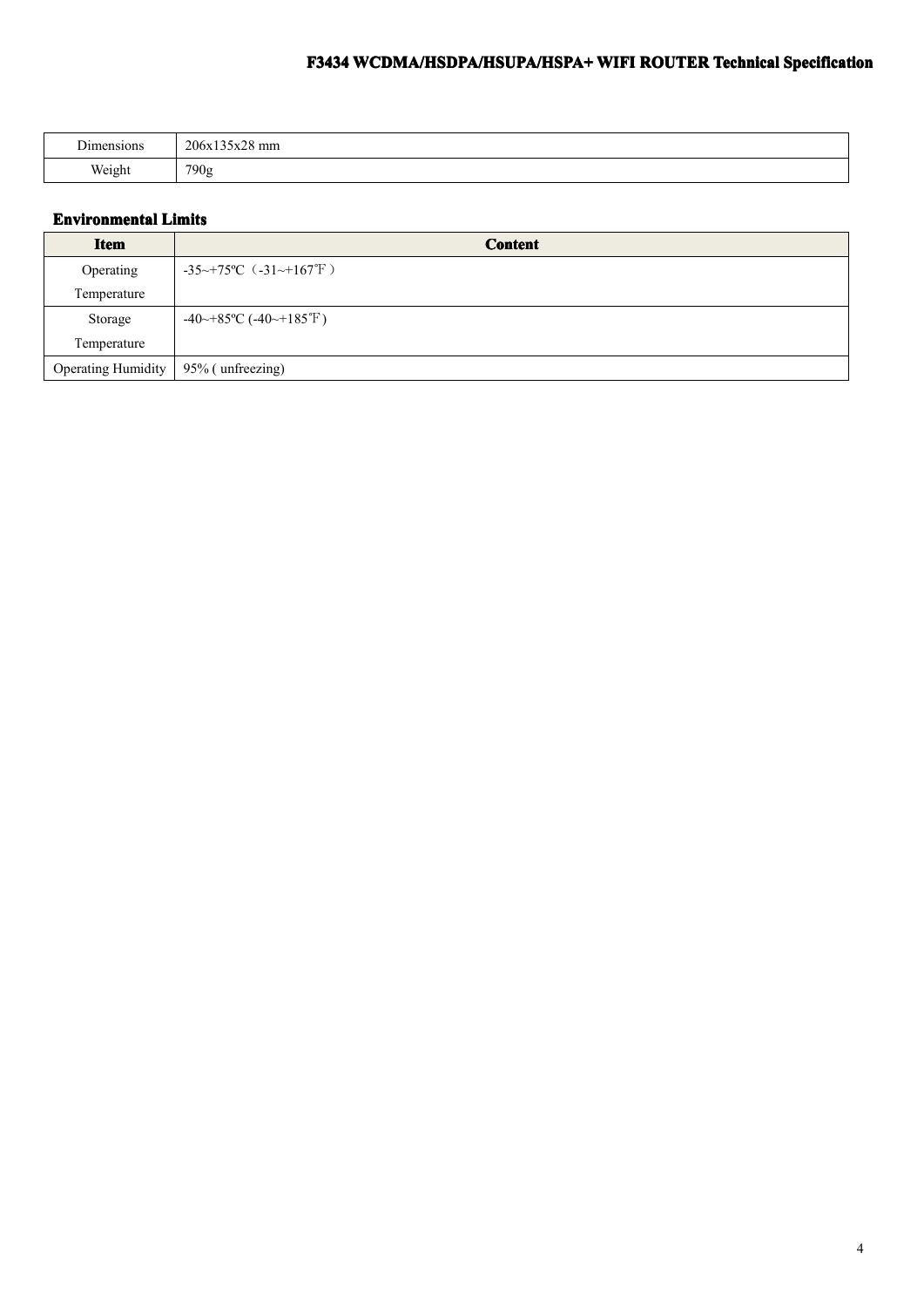| | |
|---|---|
| Dimensions | 206x135x28 mm |
| Weight | 790g |

## Environmental Limits

| Item | Content |
|---|---|
| Operating Temperature | -35~+75ºC（-31~+167℉） |
| Storage Temperature | -40~+85ºC (-40~+185℉) |
| Operating Humidity | 95% ( unfreezing) |